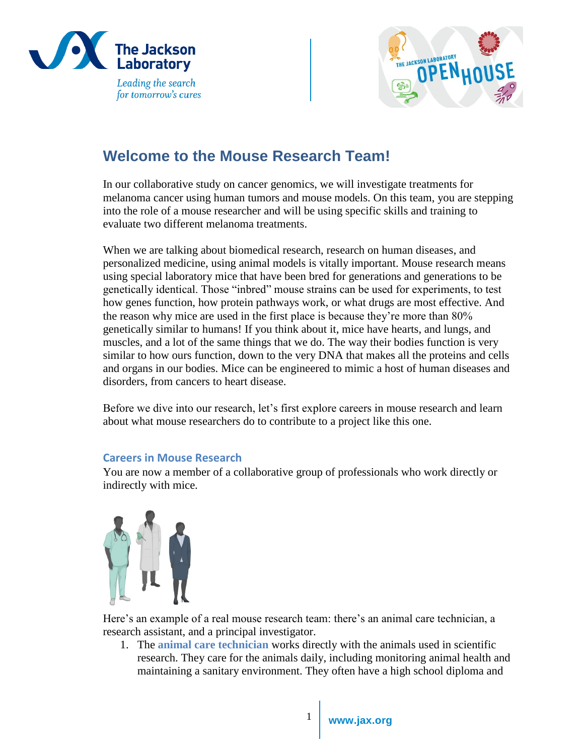## Welcome to the Mouse Research Team!

In our collaborative study on cancer genomics, we will investigate treatments for melanoma cancer using human tumors and mouse models. On this team, you are stepping into the role of a mouse researcher and will be using specific skills and training to evaluate two different melanoma treatments.

When we are talking about biomedical research, research on human diseases, and personalized medicine, using animal models is vitally important. Mouse research means using special laboratory mice that have been bred for generations and generations to be genetically identical. Those "inbred" mouse strains can be used for experiments, to test how genes function, how protein pathways work, or what drugs are most effective. And the reason why mice are used in the first place is because they're more than 80% genetically similar to humans! If you think about it, mice have hearts, and lungs, and muscles, and a lot of the same things that we do. The way their bodies function is very similar to how ours function, down to the very DNA that makes all the proteins and cells and organs in our bodies. Mice can be engineered to mimic a host of human diseases and disorders, from cancers to heart disease.

Before we dive into our research, let's first explore careers in mouse research and learn about what mouse researchers do to contribute to a project like this one.

### Careers in Mouse Research

You are now a member of a collaborative group of professionals who work directly or indirectly with mice.

Here's an example of a real mouse research team: there's an animal care technician, a research assistant, and a principal investigator.

1. The **animal care technician** works directly with the animals used in scientific research. They care for the animals daily, including monitoring animal health and maintaining a sanitary environment. They often have a high school diploma and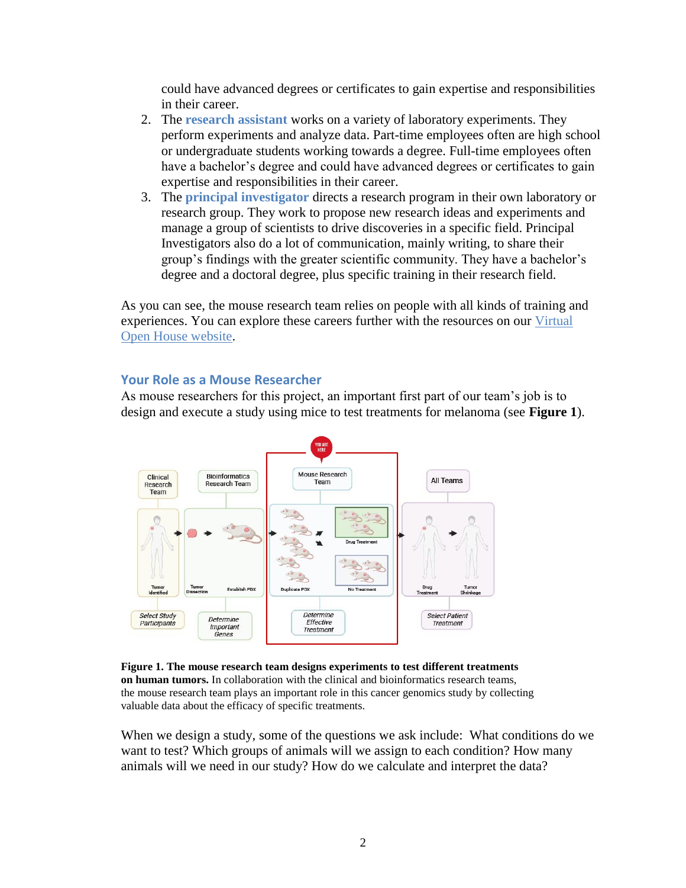could have advanced degrees or certificates to gain expertise and responsibilities in their career.

2. The **research assistant** works on a variety of laboratory experiments. They perform experiments and analyze data. Part-time employees often are high school or undergraduate students working towards a degree. Full-time employees often have a bachelor's degree and could have advanced degrees or certificates to gain expertise and responsibilities in their career.
3. The **principal investigator** directs a research program in their own laboratory or research group. They work to propose new research ideas and experiments and manage a group of scientists to drive discoveries in a specific field. Principal Investigators also do a lot of communication, mainly writing, to share their group's findings with the greater scientific community. They have a bachelor's degree and a doctoral degree, plus specific training in their research field.

As you can see, the mouse research team relies on people with all kinds of training and experiences. You can explore these careers further with the resources on our [Virtual Open House website](Virtual Open House website).

## Your Role as a Mouse Researcher

As mouse researchers for this project, an important first part of our team's job is to design and execute a study using mice to test treatments for melanoma (see **Figure 1**).

**Figure 1. The mouse research team designs experiments to test different treatments on human tumors.** In collaboration with the clinical and bioinformatics research teams, the mouse research team plays an important role in this cancer genomics study by collecting valuable data about the efficacy of specific treatments.

When we design a study, some of the questions we ask include: What conditions do we want to test? Which groups of animals will we assign to each condition? How many animals will we need in our study? How do we calculate and interpret the data?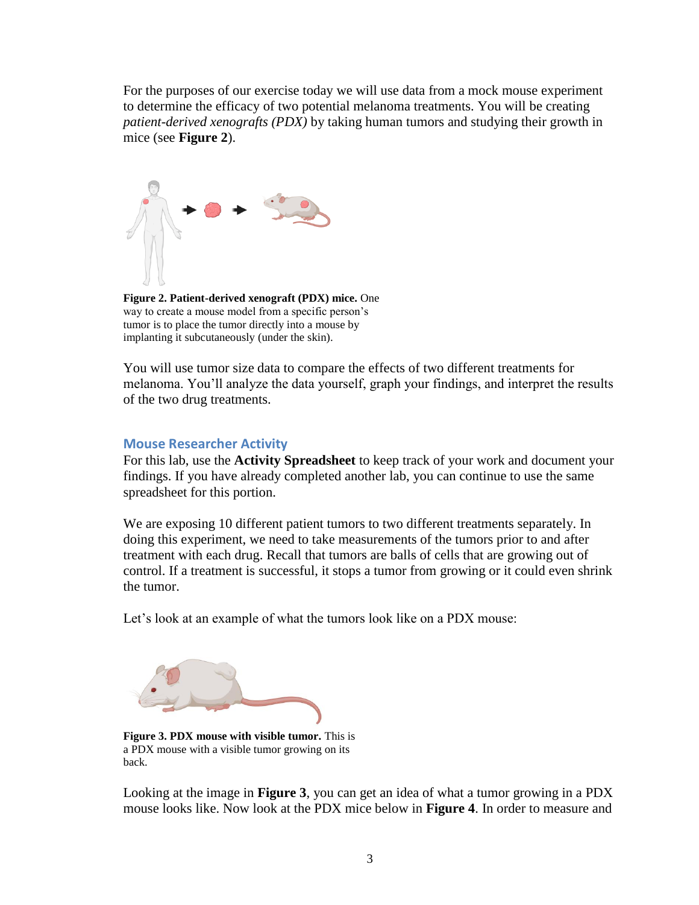For the purposes of our exercise today we will use data from a mock mouse experiment to determine the efficacy of two potential melanoma treatments. You will be creating *patient-derived xenografts (PDX)* by taking human tumors and studying their growth in mice (see **Figure 2**).

**Figure 2. Patient-derived xenograft (PDX) mice.** One way to create a mouse model from a specific person's tumor is to place the tumor directly into a mouse by implanting it subcutaneously (under the skin).

You will use tumor size data to compare the effects of two different treatments for melanoma. You'll analyze the data yourself, graph your findings, and interpret the results of the two drug treatments.

## Mouse Researcher Activity

For this lab, use the **Activity Spreadsheet** to keep track of your work and document your findings. If you have already completed another lab, you can continue to use the same spreadsheet for this portion.

We are exposing 10 different patient tumors to two different treatments separately. In doing this experiment, we need to take measurements of the tumors prior to and after treatment with each drug. Recall that tumors are balls of cells that are growing out of control. If a treatment is successful, it stops a tumor from growing or it could even shrink the tumor.

Let's look at an example of what the tumors look like on a PDX mouse:

**Figure 3. PDX mouse with visible tumor.** This is a PDX mouse with a visible tumor growing on its back.

Looking at the image in **Figure 3**, you can get an idea of what a tumor growing in a PDX mouse looks like. Now look at the PDX mice below in **Figure 4**. In order to measure and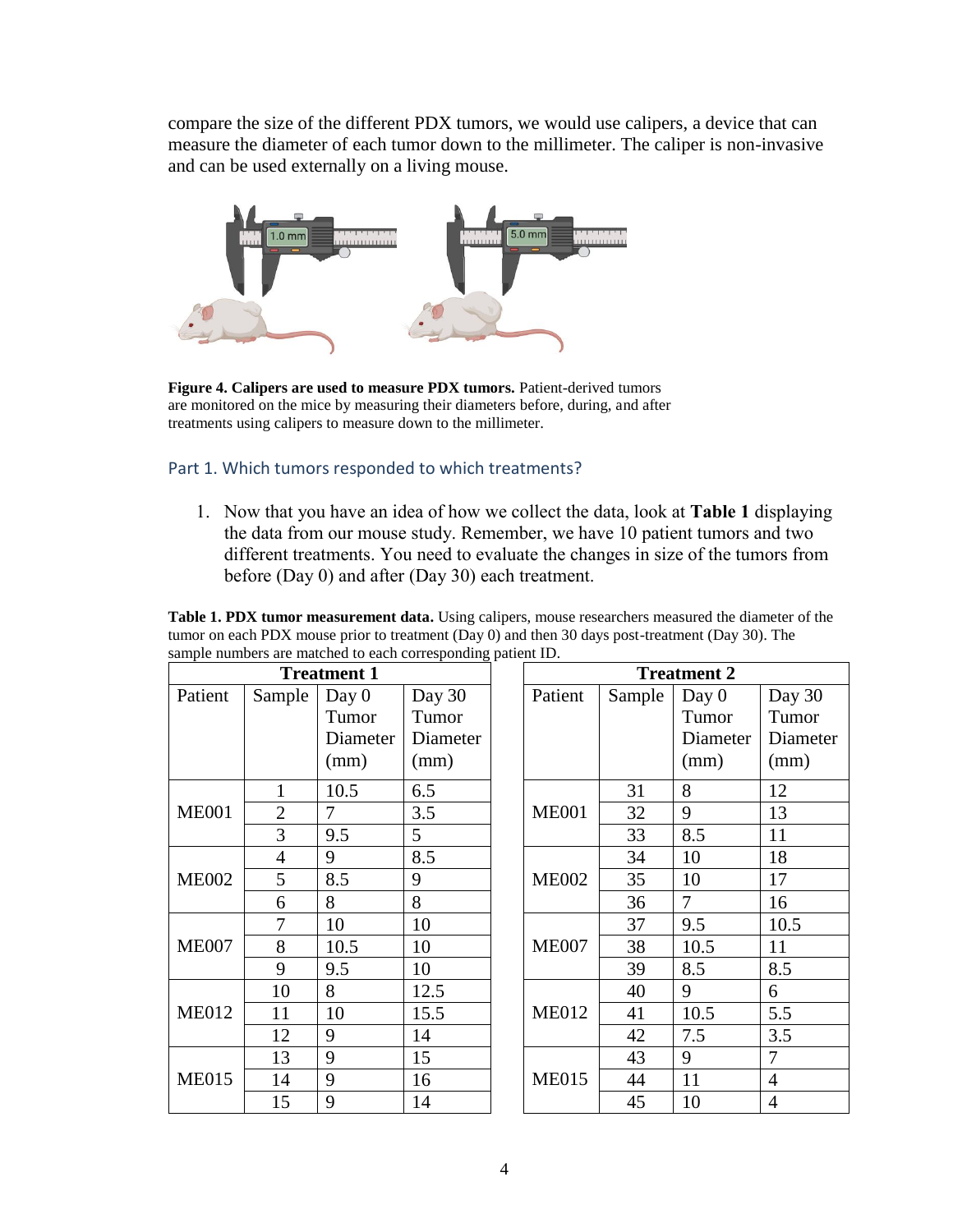compare the size of the different PDX tumors, we would use calipers, a device that can measure the diameter of each tumor down to the millimeter. The caliper is non-invasive and can be used externally on a living mouse.

**Figure 4. Calipers are used to measure PDX tumors.** Patient-derived tumors are monitored on the mice by measuring their diameters before, during, and after treatments using calipers to measure down to the millimeter.

## Part 1. Which tumors responded to which treatments?

1. Now that you have an idea of how we collect the data, look at **Table 1** displaying the data from our mouse study. Remember, we have 10 patient tumors and two different treatments. You need to evaluate the changes in size of the tumors from before (Day 0) and after (Day 30) each treatment.

**Table 1. PDX tumor measurement data.** Using calipers, mouse researchers measured the diameter of the tumor on each PDX mouse prior to treatment (Day 0) and then 30 days post-treatment (Day 30). The sample numbers are matched to each corresponding patient ID.

| Treatment 1 | | | |
|---|---|---|---|
| Patient | Sample | Day 0 Tumor Diameter (mm) | Day 30 Tumor Diameter (mm) |
| ME001 | 1 | 10.5 | 6.5 |
| | 2 | 7 | 3.5 |
| | 3 | 9.5 | 5 |
| ME002 | 4 | 9 | 8.5 |
| | 5 | 8.5 | 9 |
| | 6 | 8 | 8 |
| ME007 | 7 | 10 | 10 |
| | 8 | 10.5 | 10 |
| | 9 | 9.5 | 10 |
| ME012 | 10 | 8 | 12.5 |
| | 11 | 10 | 15.5 |
| | 12 | 9 | 14 |
| ME015 | 13 | 9 | 15 |
| | 14 | 9 | 16 |
| | 15 | 9 | 14 |

| Treatment 2 | | | |
|---|---|---|---|
| Patient | Sample | Day 0 Tumor Diameter (mm) | Day 30 Tumor Diameter (mm) |
| ME001 | 31 | 8 | 12 |
| | 32 | 9 | 13 |
| | 33 | 8.5 | 11 |
| ME002 | 34 | 10 | 18 |
| | 35 | 10 | 17 |
| | 36 | 7 | 16 |
| ME007 | 37 | 9.5 | 10.5 |
| | 38 | 10.5 | 11 |
| | 39 | 8.5 | 8.5 |
| ME012 | 40 | 9 | 6 |
| | 41 | 10.5 | 5.5 |
| | 42 | 7.5 | 3.5 |
| ME015 | 43 | 9 | 7 |
| | 44 | 11 | 4 |
| | 45 | 10 | 4 |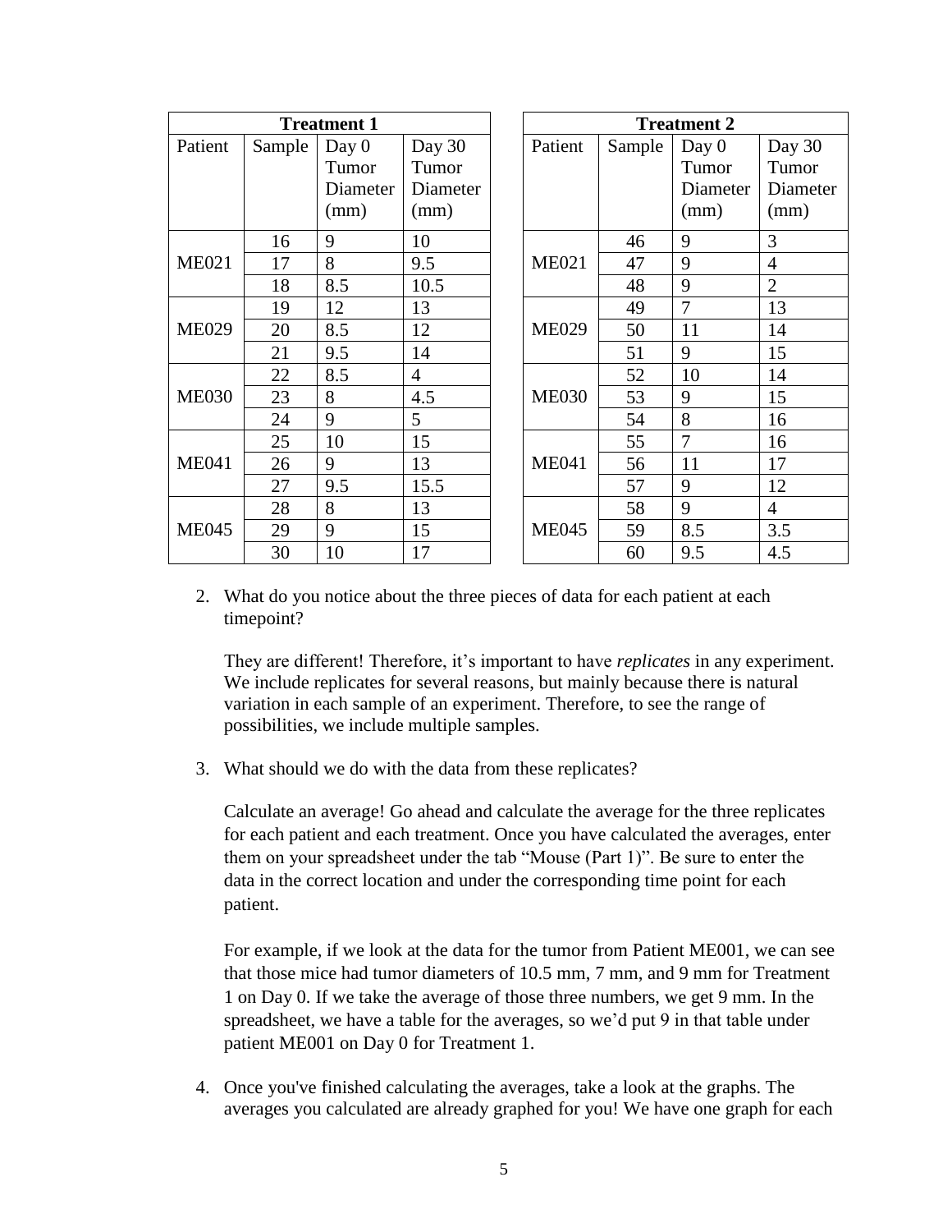| Treatment 1 | | | |
|---|---|---|---|
| Patient | Sample | Day 0 Tumor Diameter (mm) | Day 30 Tumor Diameter (mm) |
| ME021 | 16 | 9 | 10 |
| | 17 | 8 | 9.5 |
| | 18 | 8.5 | 10.5 |
| ME029 | 19 | 12 | 13 |
| | 20 | 8.5 | 12 |
| | 21 | 9.5 | 14 |
| ME030 | 22 | 8.5 | 4 |
| | 23 | 8 | 4.5 |
| | 24 | 9 | 5 |
| ME041 | 25 | 10 | 15 |
| | 26 | 9 | 13 |
| | 27 | 9.5 | 15.5 |
| ME045 | 28 | 8 | 13 |
| | 29 | 9 | 15 |
| | 30 | 10 | 17 |

| Treatment 2 | | | |
|---|---|---|---|
| Patient | Sample | Day 0 Tumor Diameter (mm) | Day 30 Tumor Diameter (mm) |
| ME021 | 46 | 9 | 3 |
| | 47 | 9 | 4 |
| | 48 | 9 | 2 |
| ME029 | 49 | 7 | 13 |
| | 50 | 11 | 14 |
| | 51 | 9 | 15 |
| ME030 | 52 | 10 | 14 |
| | 53 | 9 | 15 |
| | 54 | 8 | 16 |
| ME041 | 55 | 7 | 16 |
| | 56 | 11 | 17 |
| | 57 | 9 | 12 |
| ME045 | 58 | 9 | 4 |
| | 59 | 8.5 | 3.5 |
| | 60 | 9.5 | 4.5 |

2. What do you notice about the three pieces of data for each patient at each timepoint?

   They are different! Therefore, it's important to have *replicates* in any experiment. We include replicates for several reasons, but mainly because there is natural variation in each sample of an experiment. Therefore, to see the range of possibilities, we include multiple samples.

3. What should we do with the data from these replicates?

   Calculate an average! Go ahead and calculate the average for the three replicates for each patient and each treatment. Once you have calculated the averages, enter them on your spreadsheet under the tab "Mouse (Part 1)". Be sure to enter the data in the correct location and under the corresponding time point for each patient.

   For example, if we look at the data for the tumor from Patient ME001, we can see that those mice had tumor diameters of 10.5 mm, 7 mm, and 9 mm for Treatment 1 on Day 0. If we take the average of those three numbers, we get 9 mm. In the spreadsheet, we have a table for the averages, so we'd put 9 in that table under patient ME001 on Day 0 for Treatment 1.

4. Once you've finished calculating the averages, take a look at the graphs. The averages you calculated are already graphed for you! We have one graph for each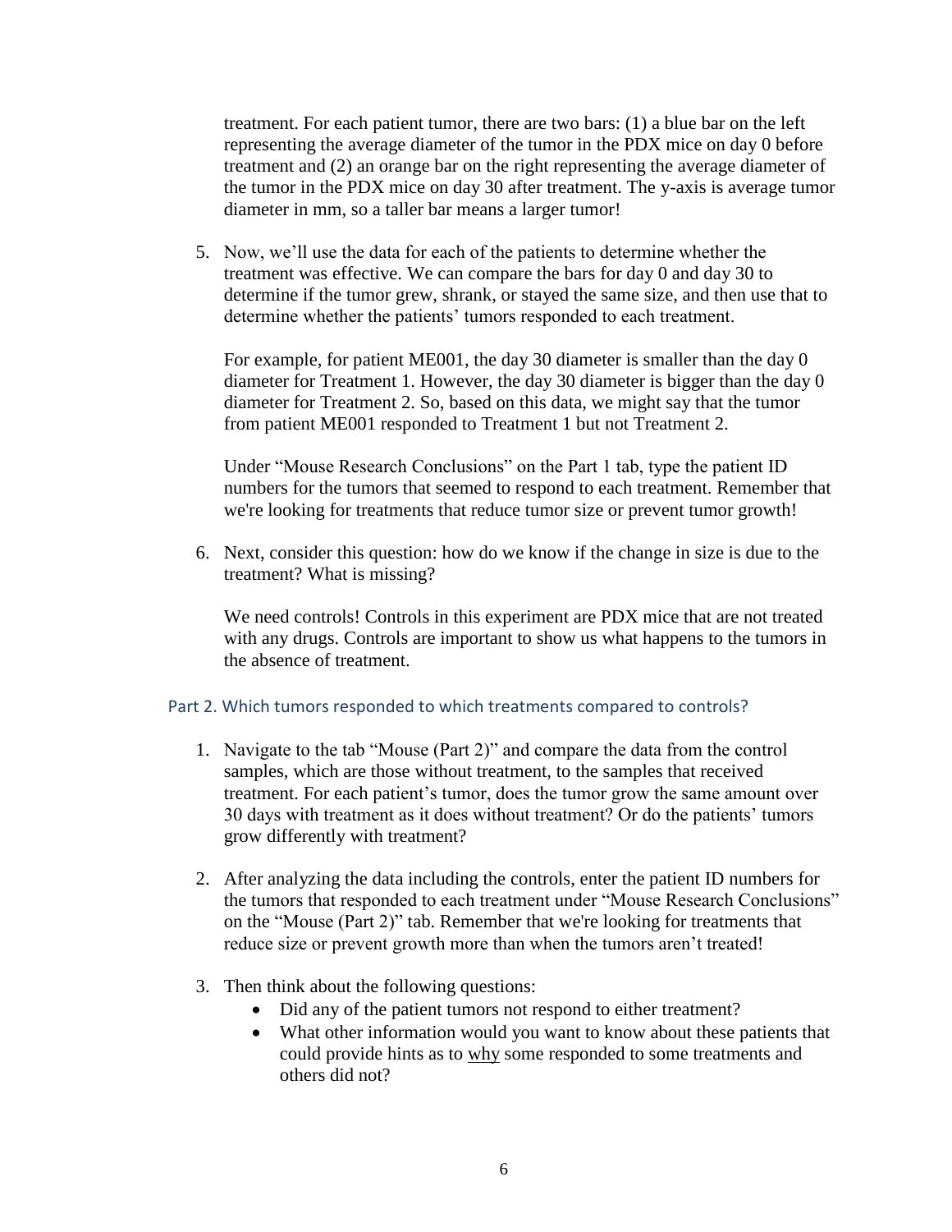treatment. For each patient tumor, there are two bars: (1) a blue bar on the left representing the average diameter of the tumor in the PDX mice on day 0 before treatment and (2) an orange bar on the right representing the average diameter of the tumor in the PDX mice on day 30 after treatment. The y-axis is average tumor diameter in mm, so a taller bar means a larger tumor!

5. Now, we'll use the data for each of the patients to determine whether the treatment was effective. We can compare the bars for day 0 and day 30 to determine if the tumor grew, shrank, or stayed the same size, and then use that to determine whether the patients' tumors responded to each treatment.

   For example, for patient ME001, the day 30 diameter is smaller than the day 0 diameter for Treatment 1. However, the day 30 diameter is bigger than the day 0 diameter for Treatment 2. So, based on this data, we might say that the tumor from patient ME001 responded to Treatment 1 but not Treatment 2.

   Under "Mouse Research Conclusions" on the Part 1 tab, type the patient ID numbers for the tumors that seemed to respond to each treatment. Remember that we're looking for treatments that reduce tumor size or prevent tumor growth!

6. Next, consider this question: how do we know if the change in size is due to the treatment? What is missing?

   We need controls! Controls in this experiment are PDX mice that are not treated with any drugs. Controls are important to show us what happens to the tumors in the absence of treatment.

## Part 2. Which tumors responded to which treatments compared to controls?

1. Navigate to the tab "Mouse (Part 2)" and compare the data from the control samples, which are those without treatment, to the samples that received treatment. For each patient's tumor, does the tumor grow the same amount over 30 days with treatment as it does without treatment? Or do the patients' tumors grow differently with treatment?

2. After analyzing the data including the controls, enter the patient ID numbers for the tumors that responded to each treatment under "Mouse Research Conclusions" on the "Mouse (Part 2)" tab. Remember that we're looking for treatments that reduce size or prevent growth more than when the tumors aren't treated!

3. Then think about the following questions:
   - Did any of the patient tumors not respond to either treatment?
   - What other information would you want to know about these patients that could provide hints as to <u>why</u> some responded to some treatments and others did not?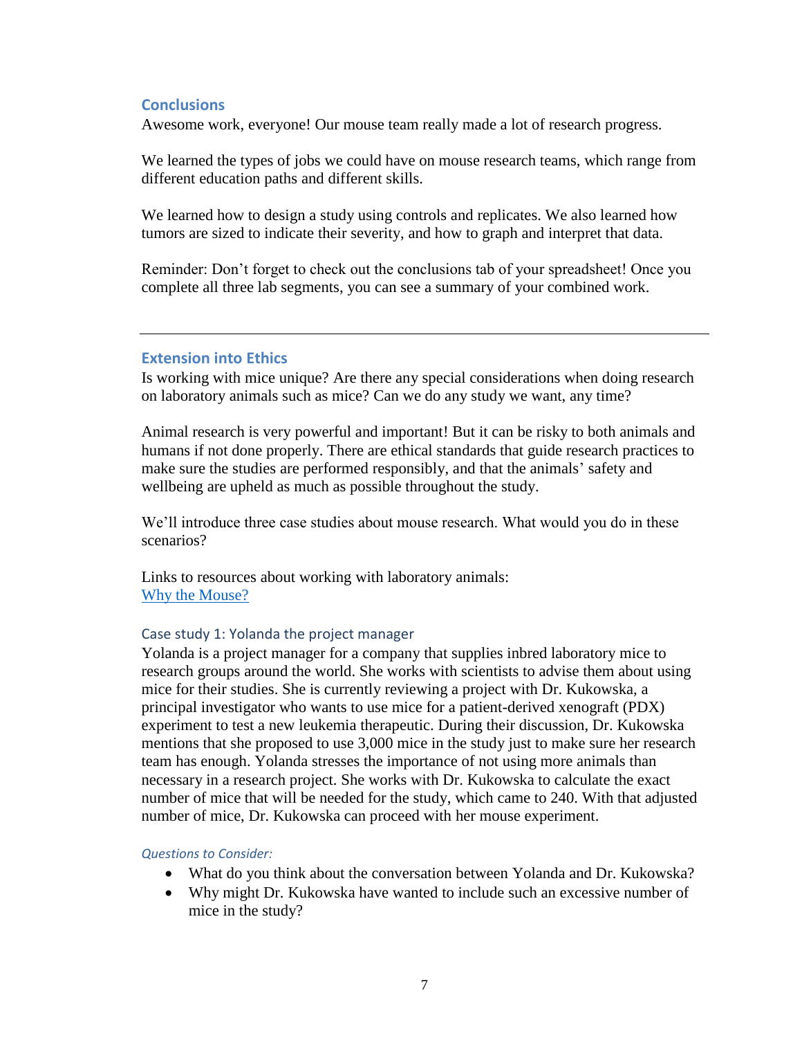## Conclusions

Awesome work, everyone! Our mouse team really made a lot of research progress.

We learned the types of jobs we could have on mouse research teams, which range from different education paths and different skills.

We learned how to design a study using controls and replicates. We also learned how tumors are sized to indicate their severity, and how to graph and interpret that data.

Reminder: Don't forget to check out the conclusions tab of your spreadsheet! Once you complete all three lab segments, you can see a summary of your combined work.

---

## Extension into Ethics

Is working with mice unique? Are there any special considerations when doing research on laboratory animals such as mice? Can we do any study we want, any time?

Animal research is very powerful and important! But it can be risky to both animals and humans if not done properly. There are ethical standards that guide research practices to make sure the studies are performed responsibly, and that the animals' safety and wellbeing are upheld as much as possible throughout the study.

We'll introduce three case studies about mouse research. What would you do in these scenarios?

Links to resources about working with laboratory animals:
Why the Mouse?

### Case study 1: Yolanda the project manager

Yolanda is a project manager for a company that supplies inbred laboratory mice to research groups around the world. She works with scientists to advise them about using mice for their studies. She is currently reviewing a project with Dr. Kukowska, a principal investigator who wants to use mice for a patient-derived xenograft (PDX) experiment to test a new leukemia therapeutic. During their discussion, Dr. Kukowska mentions that she proposed to use 3,000 mice in the study just to make sure her research team has enough. Yolanda stresses the importance of not using more animals than necessary in a research project. She works with Dr. Kukowska to calculate the exact number of mice that will be needed for the study, which came to 240. With that adjusted number of mice, Dr. Kukowska can proceed with her mouse experiment.

*Questions to Consider:*

- What do you think about the conversation between Yolanda and Dr. Kukowska?
- Why might Dr. Kukowska have wanted to include such an excessive number of mice in the study?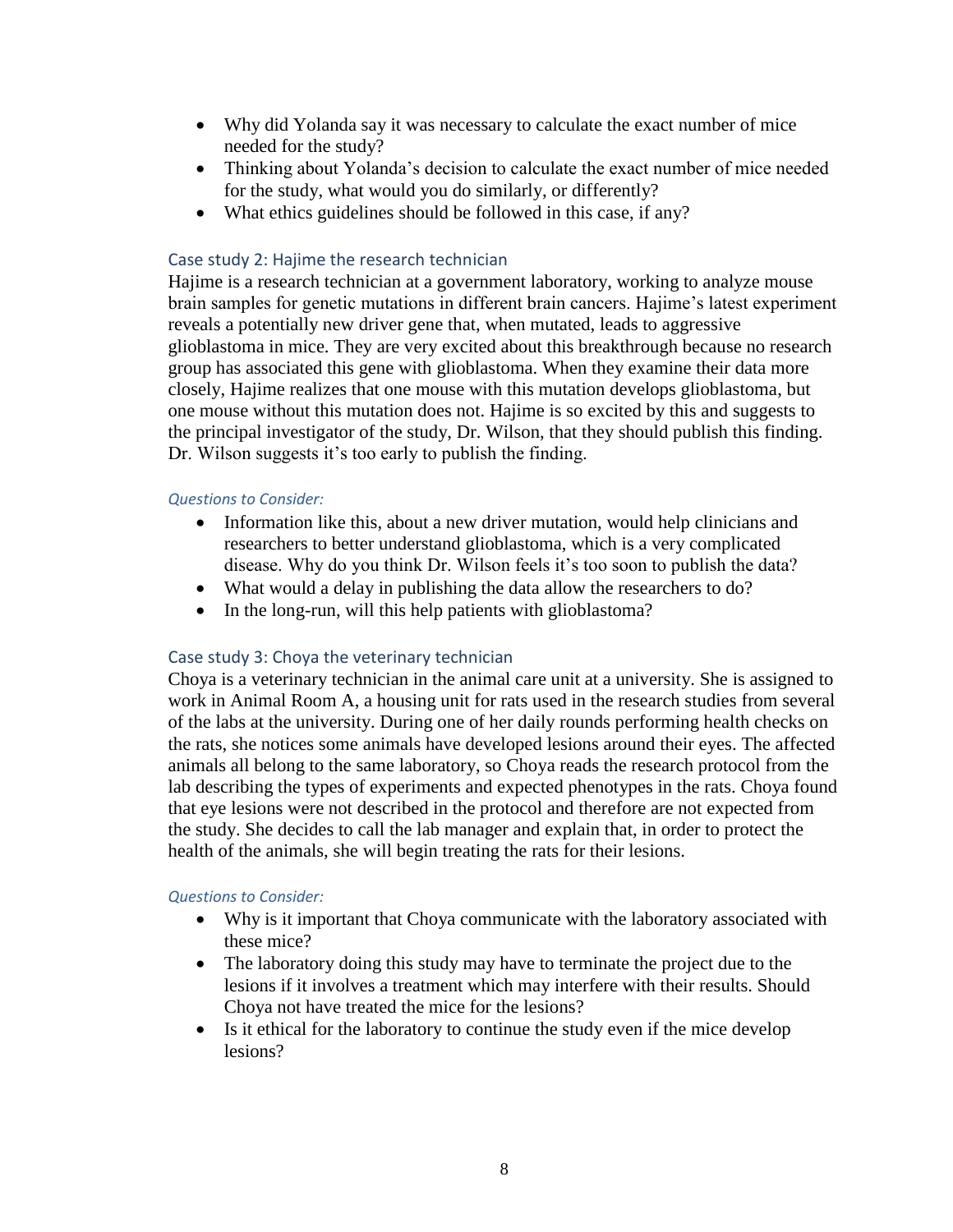- Why did Yolanda say it was necessary to calculate the exact number of mice needed for the study?
- Thinking about Yolanda's decision to calculate the exact number of mice needed for the study, what would you do similarly, or differently?
- What ethics guidelines should be followed in this case, if any?

### Case study 2: Hajime the research technician

Hajime is a research technician at a government laboratory, working to analyze mouse brain samples for genetic mutations in different brain cancers. Hajime's latest experiment reveals a potentially new driver gene that, when mutated, leads to aggressive glioblastoma in mice. They are very excited about this breakthrough because no research group has associated this gene with glioblastoma. When they examine their data more closely, Hajime realizes that one mouse with this mutation develops glioblastoma, but one mouse without this mutation does not. Hajime is so excited by this and suggests to the principal investigator of the study, Dr. Wilson, that they should publish this finding. Dr. Wilson suggests it's too early to publish the finding.

*Questions to Consider:*

- Information like this, about a new driver mutation, would help clinicians and researchers to better understand glioblastoma, which is a very complicated disease. Why do you think Dr. Wilson feels it's too soon to publish the data?
- What would a delay in publishing the data allow the researchers to do?
- In the long-run, will this help patients with glioblastoma?

### Case study 3: Choya the veterinary technician

Choya is a veterinary technician in the animal care unit at a university. She is assigned to work in Animal Room A, a housing unit for rats used in the research studies from several of the labs at the university. During one of her daily rounds performing health checks on the rats, she notices some animals have developed lesions around their eyes. The affected animals all belong to the same laboratory, so Choya reads the research protocol from the lab describing the types of experiments and expected phenotypes in the rats. Choya found that eye lesions were not described in the protocol and therefore are not expected from the study. She decides to call the lab manager and explain that, in order to protect the health of the animals, she will begin treating the rats for their lesions.

*Questions to Consider:*

- Why is it important that Choya communicate with the laboratory associated with these mice?
- The laboratory doing this study may have to terminate the project due to the lesions if it involves a treatment which may interfere with their results. Should Choya not have treated the mice for the lesions?
- Is it ethical for the laboratory to continue the study even if the mice develop lesions?